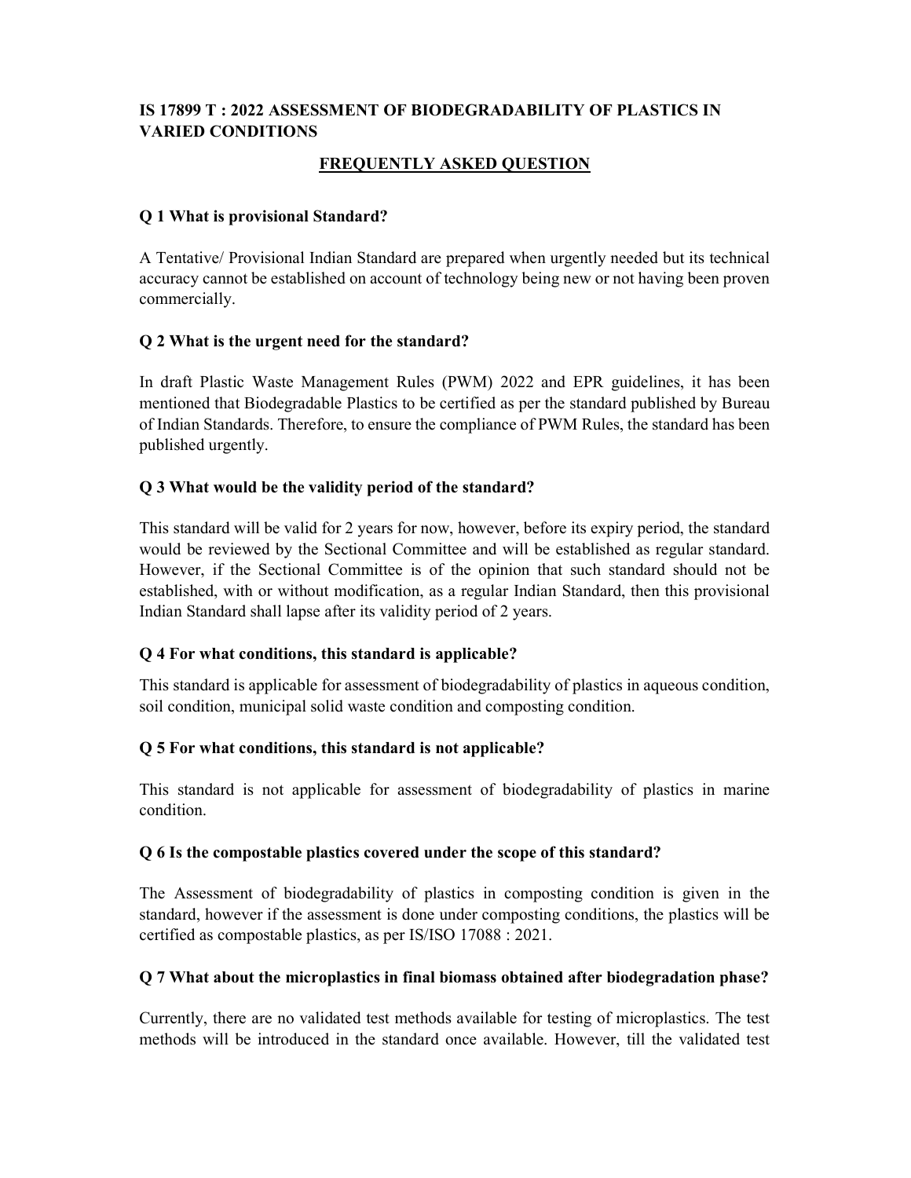## IS 17899 T : 2022 ASSESSMENT OF BIODEGRADABILITY OF PLASTICS IN VARIED CONDITIONS

### FREQUENTLY ASKED QUESTION

**Q 1 What is provisional Standard?**

A Tentative/ Provisional Indian Standard are prepared when urgently needed but its technical accuracy cannot be established on account of technology being new or not having been proven commercially.

**Q 2 What is the urgent need for the standard?**

In draft Plastic Waste Management Rules (PWM) 2022 and EPR guidelines, it has been mentioned that Biodegradable Plastics to be certified as per the standard published by Bureau of Indian Standards. Therefore, to ensure the compliance of PWM Rules, the standard has been published urgently.

**Q 3 What would be the validity period of the standard?**

This standard will be valid for 2 years for now, however, before its expiry period, the standard would be reviewed by the Sectional Committee and will be established as regular standard. However, if the Sectional Committee is of the opinion that such standard should not be established, with or without modification, as a regular Indian Standard, then this provisional Indian Standard shall lapse after its validity period of 2 years.

**Q 4 For what conditions, this standard is applicable?**

This standard is applicable for assessment of biodegradability of plastics in aqueous condition, soil condition, municipal solid waste condition and composting condition.

**Q 5 For what conditions, this standard is not applicable?**

This standard is not applicable for assessment of biodegradability of plastics in marine condition.

**Q 6 Is the compostable plastics covered under the scope of this standard?**

The Assessment of biodegradability of plastics in composting condition is given in the standard, however if the assessment is done under composting conditions, the plastics will be certified as compostable plastics, as per IS/ISO 17088 : 2021.

**Q 7 What about the microplastics in final biomass obtained after biodegradation phase?**

Currently, there are no validated test methods available for testing of microplastics. The test methods will be introduced in the standard once available. However, till the validated test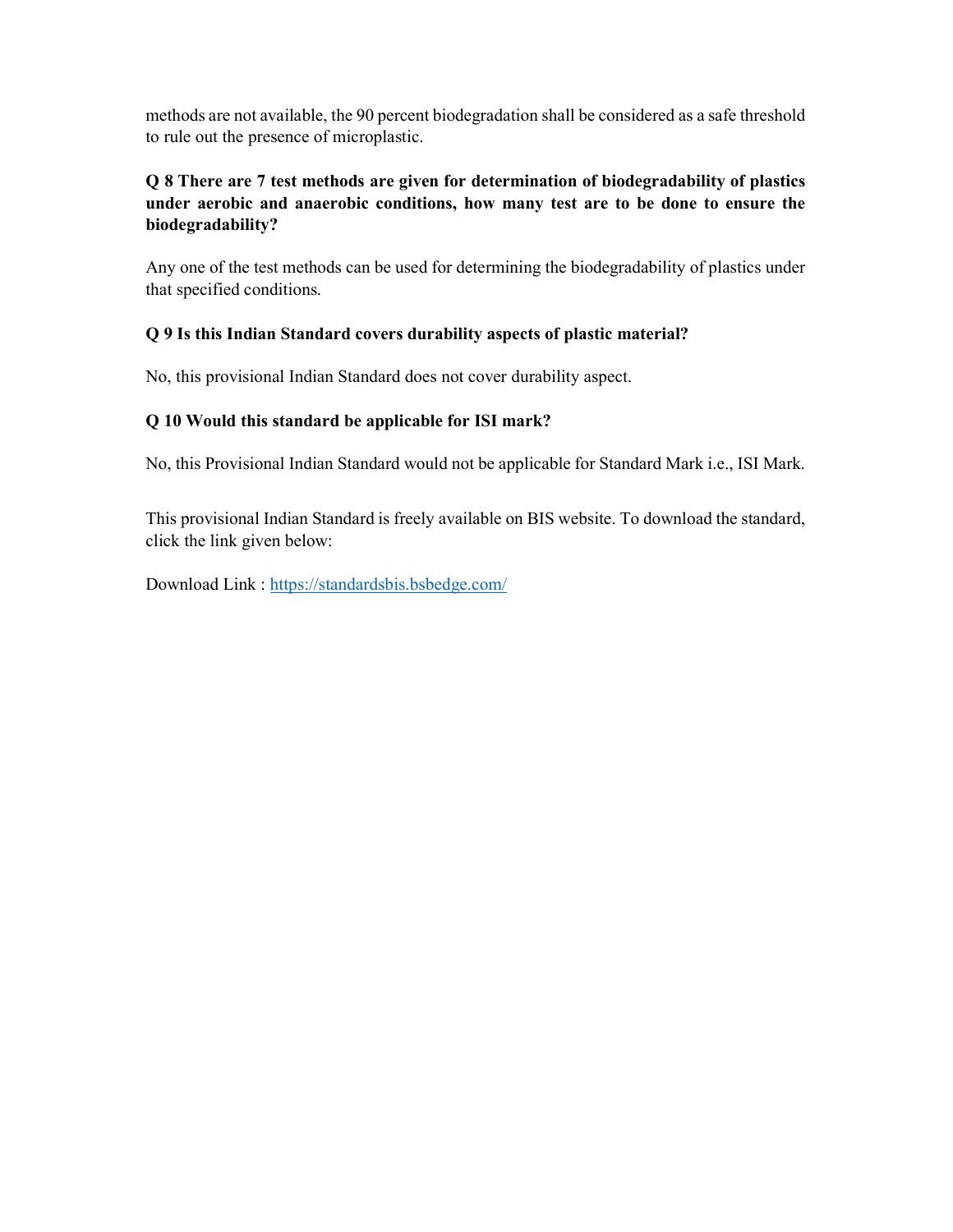methods are not available, the 90 percent biodegradation shall be considered as a safe threshold to rule out the presence of microplastic.

**Q 8 There are 7 test methods are given for determination of biodegradability of plastics under aerobic and anaerobic conditions, how many test are to be done to ensure the biodegradability?**

Any one of the test methods can be used for determining the biodegradability of plastics under that specified conditions.

**Q 9 Is this Indian Standard covers durability aspects of plastic material?**

No, this provisional Indian Standard does not cover durability aspect.

**Q 10 Would this standard be applicable for ISI mark?**

No, this Provisional Indian Standard would not be applicable for Standard Mark i.e., ISI Mark.

This provisional Indian Standard is freely available on BIS website. To download the standard, click the link given below:

Download Link : [https://standardsbis.bsbedge.com/](https://standardsbis.bsbedge.com/)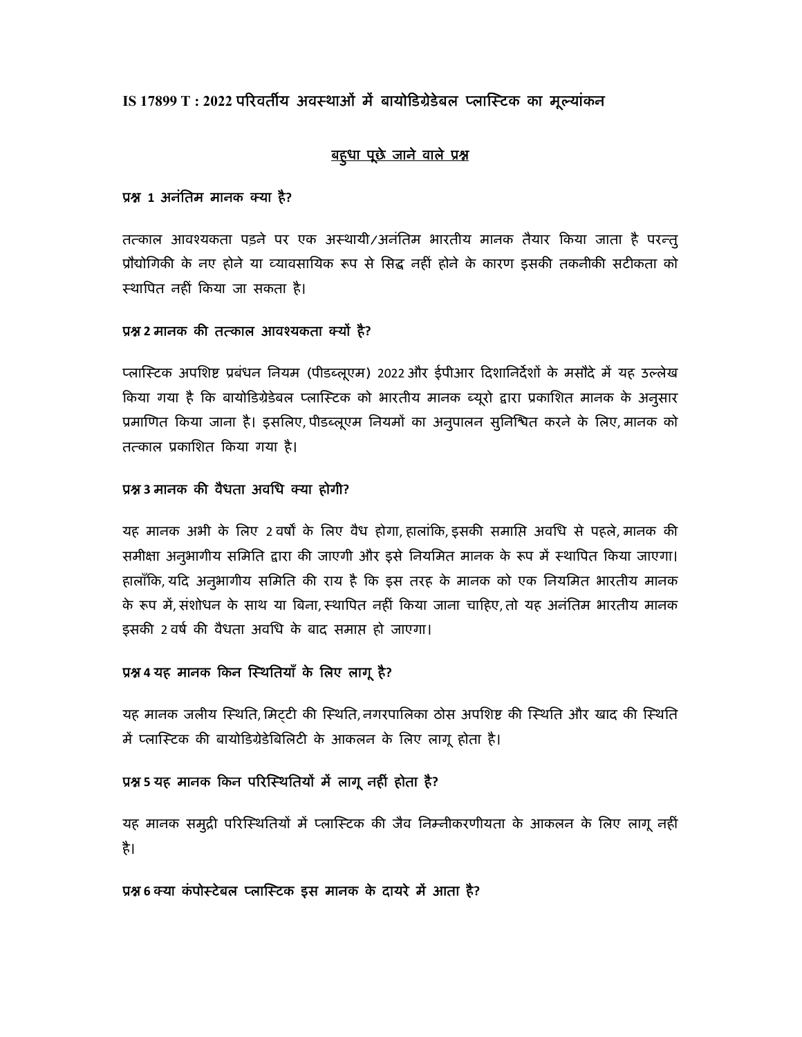**IS 17899 T : 2022 परिवर्तीय अवस्थाओं में बायोडिग्रेडेबल प्लास्टिक का मूल्यांकन**

**<u>बहुधा पूछे जाने वाले प्रश्न</u>**

**प्रश्न 1 अनंतिम मानक क्या है?**

तत्काल आवश्यकता पड़ने पर एक अस्थायी/अनंतिम भारतीय मानक तैयार किया जाता है परन्तु प्रौद्योगिकी के नए होने या व्यावसायिक रूप से सिद्ध नहीं होने के कारण इसकी तकनीकी सटीकता को स्थापित नहीं किया जा सकता है।

**प्रश्न 2 मानक की तत्काल आवश्यकता क्यों है?**

प्लास्टिक अपशिष्ट प्रबंधन नियम (पीडब्लूएम) 2022 और ईपीआर दिशानिर्देशों के मसौदे में यह उल्लेख किया गया है कि बायोडिग्रेडेबल प्लास्टिक को भारतीय मानक ब्यूरो द्वारा प्रकाशित मानक के अनुसार प्रमाणित किया जाना है। इसलिए, पीडब्लूएम नियमों का अनुपालन सुनिश्चित करने के लिए, मानक को तत्काल प्रकाशित किया गया है।

**प्रश्न 3 मानक की वैधता अवधि क्या होगी?**

यह मानक अभी के लिए 2 वर्षों के लिए वैध होगा, हालांकि, इसकी समाप्ति अवधि से पहले, मानक की समीक्षा अनुभागीय समिति द्वारा की जाएगी और इसे नियमित मानक के रूप में स्थापित किया जाएगा। हालाँकि, यदि अनुभागीय समिति की राय है कि इस तरह के मानक को एक नियमित भारतीय मानक के रूप में, संशोधन के साथ या बिना, स्थापित नहीं किया जाना चाहिए, तो यह अनंतिम भारतीय मानक इसकी 2 वर्ष की वैधता अवधि के बाद समाप्त हो जाएगा।

**प्रश्न 4 यह मानक किन स्थितियाँ के लिए लागू है?**

यह मानक जलीय स्थिति, मिट्टी की स्थिति, नगरपालिका ठोस अपशिष्ट की स्थिति और खाद की स्थिति में प्लास्टिक की बायोडिग्रेडेबिलिटी के आकलन के लिए लागू होता है।

**प्रश्न 5 यह मानक किन परिस्थितियों में लागू नहीं होता है?**

यह मानक समुद्री परिस्थितियों में प्लास्टिक की जैव निम्नीकरणीयता के आकलन के लिए लागू नहीं है।

**प्रश्न 6 क्या कंपोस्टेबल प्लास्टिक इस मानक के दायरे में आता है?**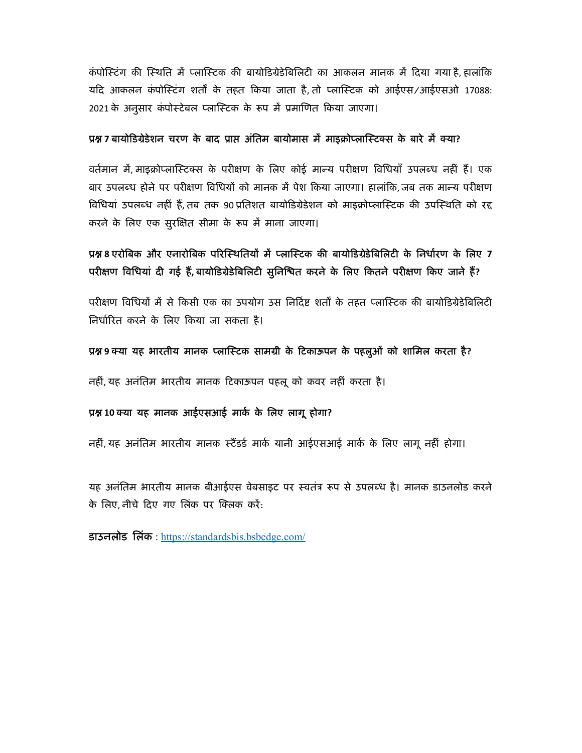कंपोस्टिंग की स्थिति में प्लास्टिक की बायोडिग्रेडेबिलिटी का आकलन मानक में दिया गया है, हालांकि यदि आकलन कंपोस्टिंग शर्तों के तहत किया जाता है, तो प्लास्टिक को आईएस/आईएसओ 17088: 2021 के अनुसार कंपोस्टेबल प्लास्टिक के रूप में प्रमाणित किया जाएगा।

**प्रश्न 7 बायोडिग्रेडेशन चरण के बाद प्राप्त अंतिम बायोमास में माइक्रोप्लास्टिक्स के बारे में क्या?**

वर्तमान में, माइक्रोप्लास्टिक्स के परीक्षण के लिए कोई मान्य परीक्षण विधियाँ उपलब्ध नहीं हैं। एक बार उपलब्ध होने पर परीक्षण विधियों को मानक में पेश किया जाएगा। हालांकि, जब तक मान्य परीक्षण विधियां उपलब्ध नहीं हैं, तब तक 90 प्रतिशत बायोडिग्रेडेशन को माइक्रोप्लास्टिक की उपस्थिति को रद्द करने के लिए एक सुरक्षित सीमा के रूप में माना जाएगा।

**प्रश्न 8 एरोबिक और एनारोबिक परिस्थितियों में प्लास्टिक की बायोडिग्रेडेबिलिटी के निर्धारण के लिए 7 परीक्षण विधियां दी गई हैं, बायोडिग्रेडेबिलिटी सुनिश्चित करने के लिए कितने परीक्षण किए जाने हैं?**

परीक्षण विधियों में से किसी एक का उपयोग उस निर्दिष्ट शर्तों के तहत प्लास्टिक की बायोडिग्रेडेबिलिटी निर्धारित करने के लिए किया जा सकता है।

**प्रश्न 9 क्या यह भारतीय मानक प्लास्टिक सामग्री के टिकाऊपन के पहलुओं को शामिल करता है?**

नहीं, यह अनंतिम भारतीय मानक टिकाऊपन पहलू को कवर नहीं करता है।

**प्रश्न 10 क्या यह मानक आईएसआई मार्क के लिए लागू होगा?**

नहीं, यह अनंतिम भारतीय मानक स्टैंडर्ड मार्क यानी आईएसआई मार्क के लिए लागू नहीं होगा।

यह अनंतिम भारतीय मानक बीआईएस वेबसाइट पर स्वतंत्र रूप से उपलब्ध है। मानक डाउनलोड करने के लिए, नीचे दिए गए लिंक पर क्लिक करें:

**डाउनलोड लिंक** : https://standardsbis.bsbedge.com/